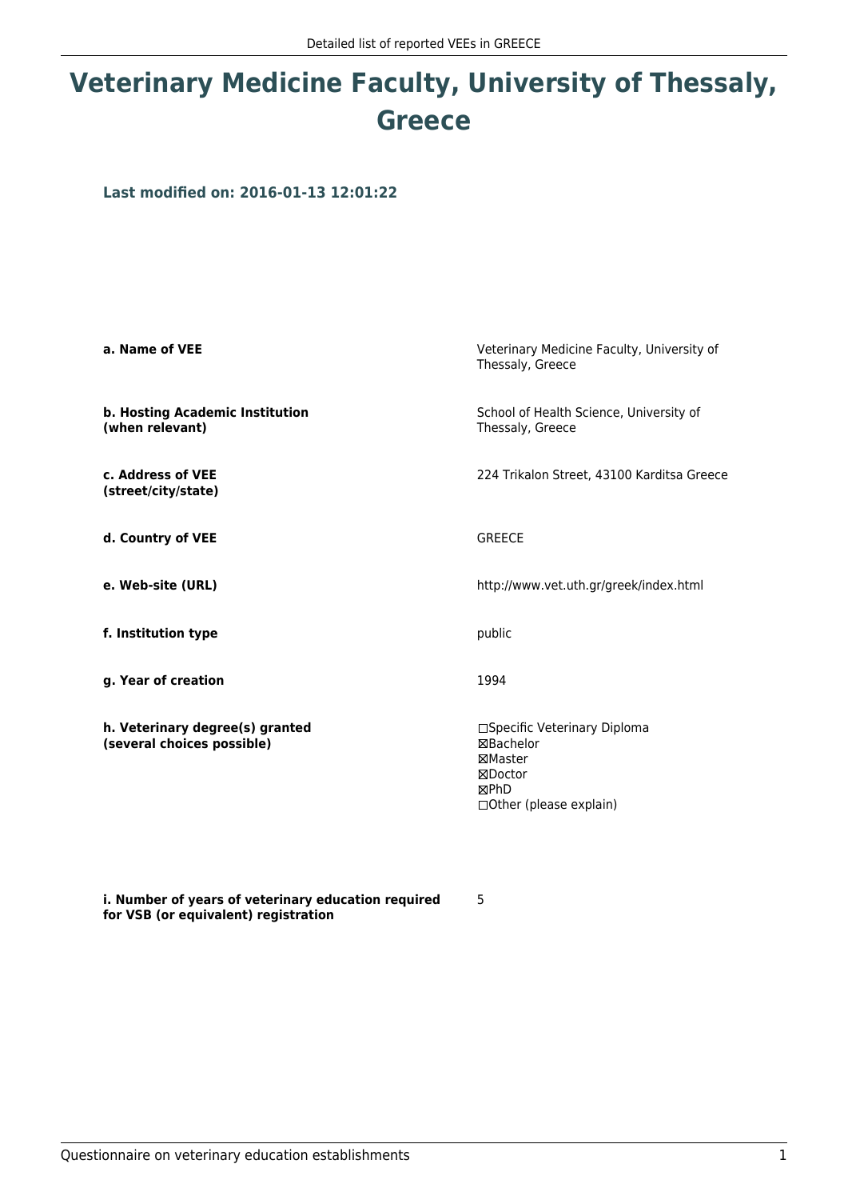# Veterinary Medicine Faculty, University of Thessaly, Greece

**Last modified on: 2016-01-13 12:01:22**

| | |
|---|---|
| **a. Name of VEE** | Veterinary Medicine Faculty, University of Thessaly, Greece |
| **b. Hosting Academic Institution (when relevant)** | School of Health Science, University of Thessaly, Greece |
| **c. Address of VEE (street/city/state)** | 224 Trikalon Street, 43100 Karditsa Greece |
| **d. Country of VEE** | GREECE |
| **e. Web-site (URL)** | http://www.vet.uth.gr/greek/index.html |
| **f. Institution type** | public |
| **g. Year of creation** | 1994 |
| **h. Veterinary degree(s) granted (several choices possible)** | ☐Specific Veterinary Diploma<br>☒Bachelor<br>☒Master<br>☒Doctor<br>☒PhD<br>☐Other (please explain) |
| **i. Number of years of veterinary education required for VSB (or equivalent) registration** | 5 |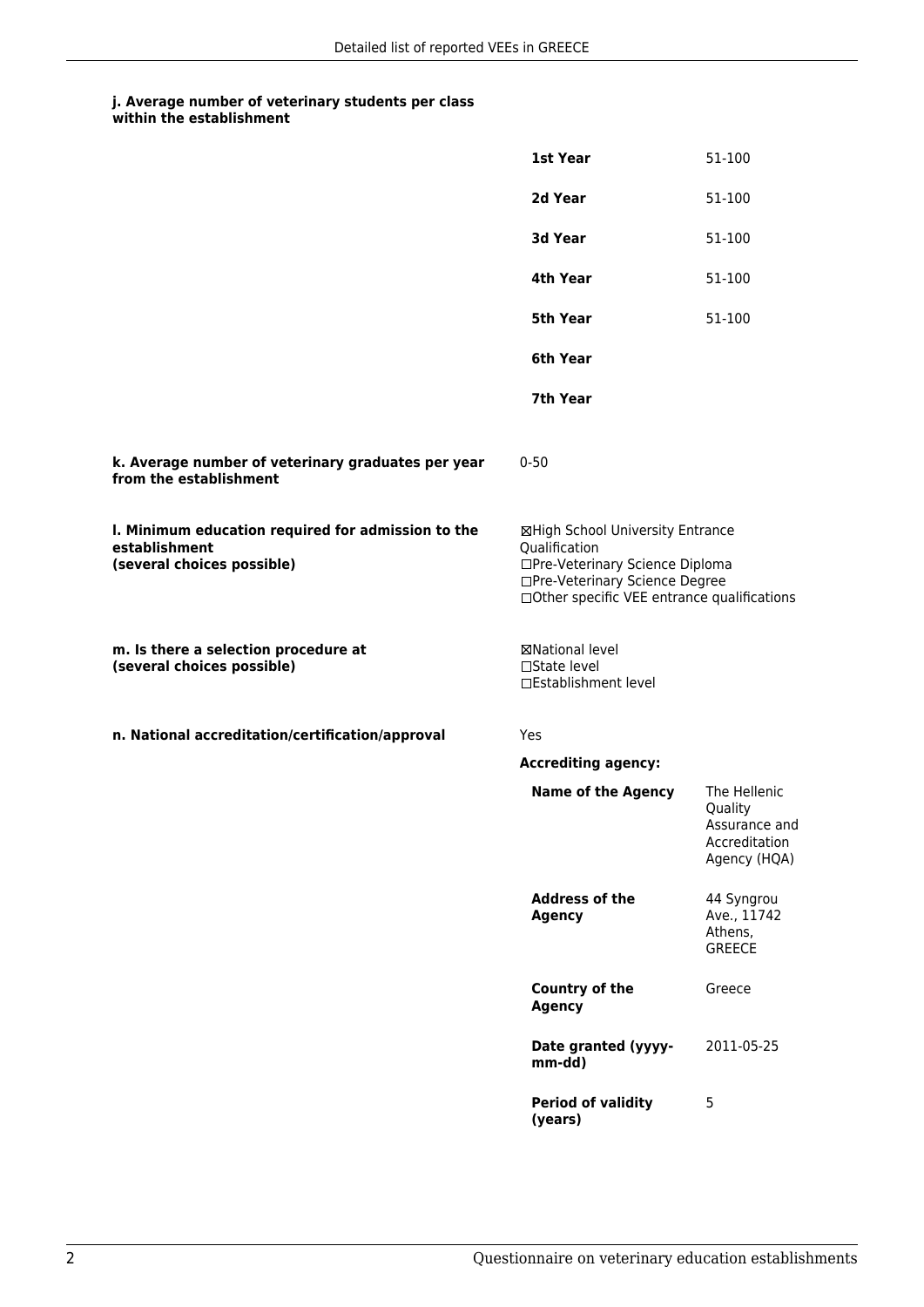#### j. Average number of veterinary students per class within the establishment

| | |
|---|---|
| **1st Year** | 51-100 |
| **2d Year** | 51-100 |
| **3d Year** | 51-100 |
| **4th Year** | 51-100 |
| **5th Year** | 51-100 |
| **6th Year** | |
| **7th Year** | |

**k. Average number of veterinary graduates per year from the establishment**

0-50

**l. Minimum education required for admission to the establishment (several choices possible)**

☒High School University Entrance Qualification
☐Pre-Veterinary Science Diploma
☐Pre-Veterinary Science Degree
☐Other specific VEE entrance qualifications

**m. Is there a selection procedure at (several choices possible)**

☒National level
☐State level
☐Establishment level

**n. National accreditation/certification/approval**

Yes

**Accrediting agency:**

| | |
|---|---|
| **Name of the Agency** | The Hellenic Quality Assurance and Accreditation Agency (HQA) |
| **Address of the Agency** | 44 Syngrou Ave., 11742 Athens, GREECE |
| **Country of the Agency** | Greece |
| **Date granted (yyyy-mm-dd)** | 2011-05-25 |
| **Period of validity (years)** | 5 |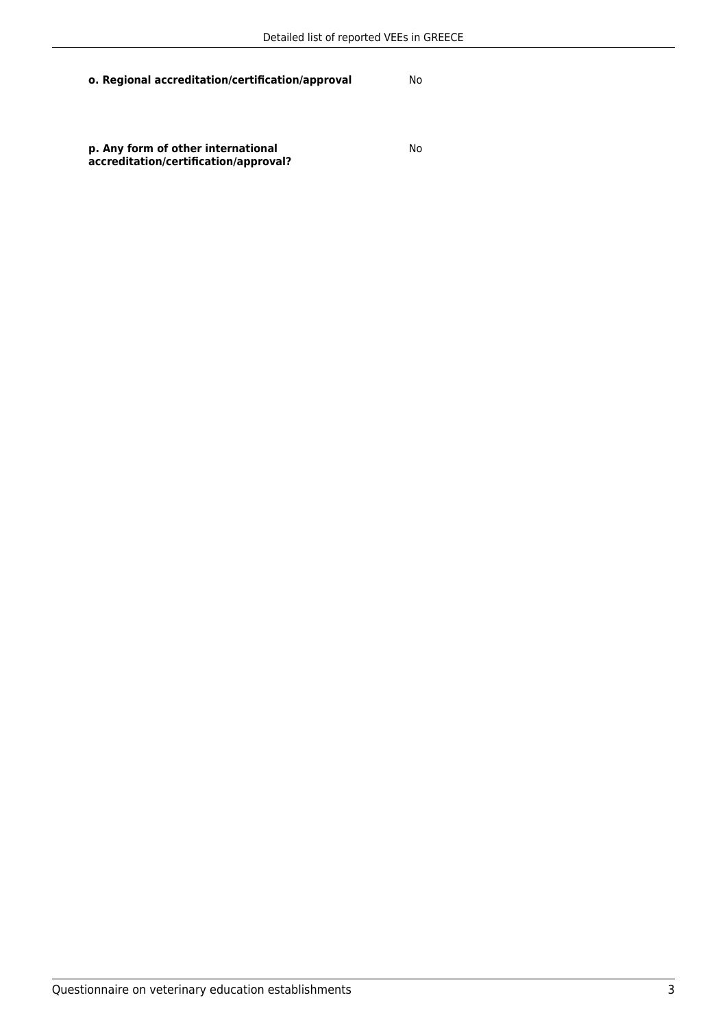**o. Regional accreditation/certification/approval** No

**p. Any form of other international accreditation/certification/approval?** No